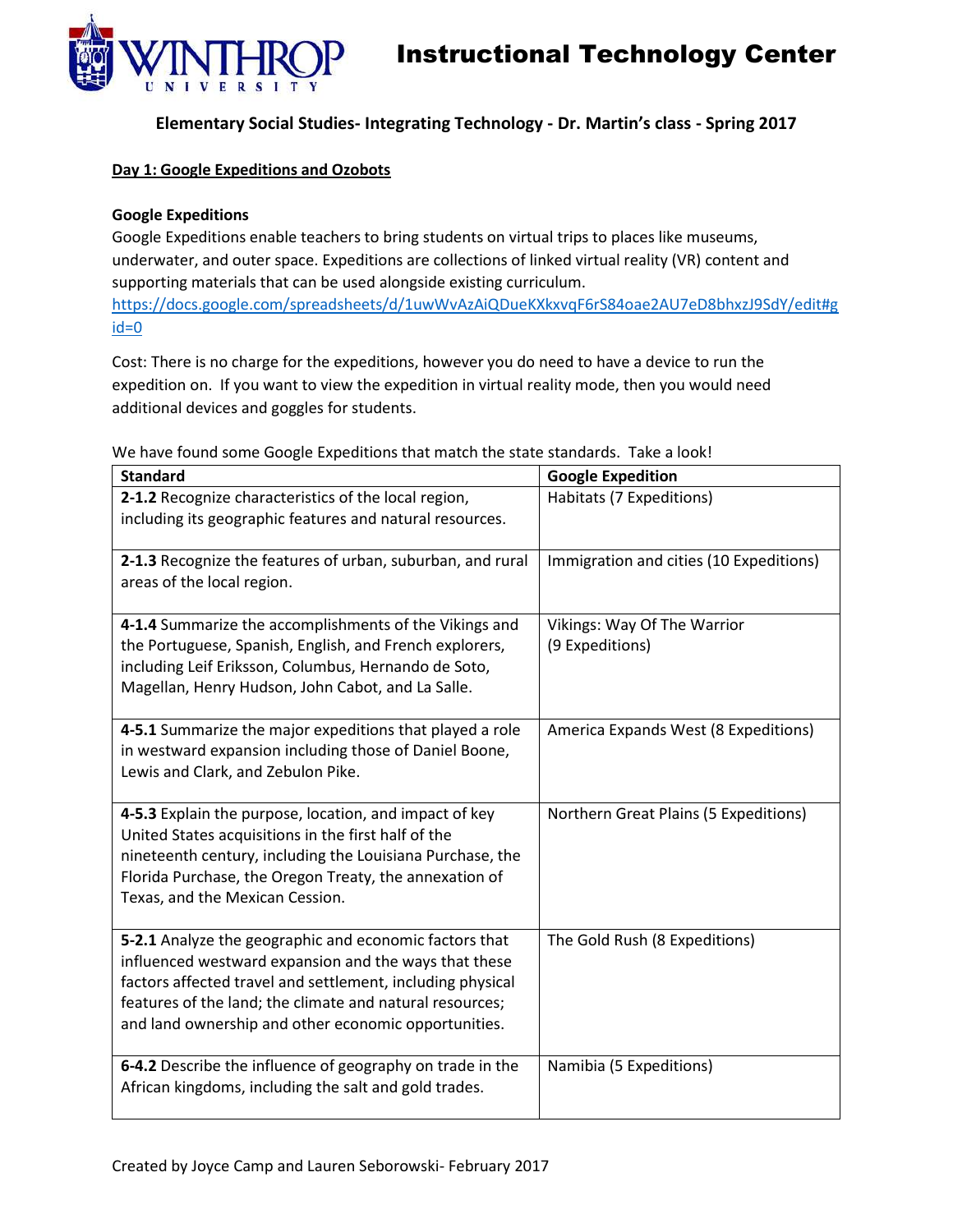# Instructional Technology Center

## Elementary Social Studies- Integrating Technology - Dr. Martin's class - Spring 2017

**Day 1: Google Expeditions and Ozobots**

**Google Expeditions**

Google Expeditions enable teachers to bring students on virtual trips to places like museums, underwater, and outer space. Expeditions are collections of linked virtual reality (VR) content and supporting materials that can be used alongside existing curriculum.
https://docs.google.com/spreadsheets/d/1uwWvAzAiQDueKXkxvqF6rS84oae2AU7eD8bhxzJ9SdY/edit#gid=0

Cost: There is no charge for the expeditions, however you do need to have a device to run the expedition on. If you want to view the expedition in virtual reality mode, then you would need additional devices and goggles for students.

We have found some Google Expeditions that match the state standards. Take a look!

| Standard | Google Expedition |
|---|---|
| **2-1.2** Recognize characteristics of the local region, including its geographic features and natural resources. | Habitats (7 Expeditions) |
| **2-1.3** Recognize the features of urban, suburban, and rural areas of the local region. | Immigration and cities (10 Expeditions) |
| **4-1.4** Summarize the accomplishments of the Vikings and the Portuguese, Spanish, English, and French explorers, including Leif Eriksson, Columbus, Hernando de Soto, Magellan, Henry Hudson, John Cabot, and La Salle. | Vikings: Way Of The Warrior (9 Expeditions) |
| **4-5.1** Summarize the major expeditions that played a role in westward expansion including those of Daniel Boone, Lewis and Clark, and Zebulon Pike. | America Expands West (8 Expeditions) |
| **4-5.3** Explain the purpose, location, and impact of key United States acquisitions in the first half of the nineteenth century, including the Louisiana Purchase, the Florida Purchase, the Oregon Treaty, the annexation of Texas, and the Mexican Cession. | Northern Great Plains (5 Expeditions) |
| **5-2.1** Analyze the geographic and economic factors that influenced westward expansion and the ways that these factors affected travel and settlement, including physical features of the land; the climate and natural resources; and land ownership and other economic opportunities. | The Gold Rush (8 Expeditions) |
| **6-4.2** Describe the influence of geography on trade in the African kingdoms, including the salt and gold trades. | Namibia (5 Expeditions) |

Created by Joyce Camp and Lauren Seborowski- February 2017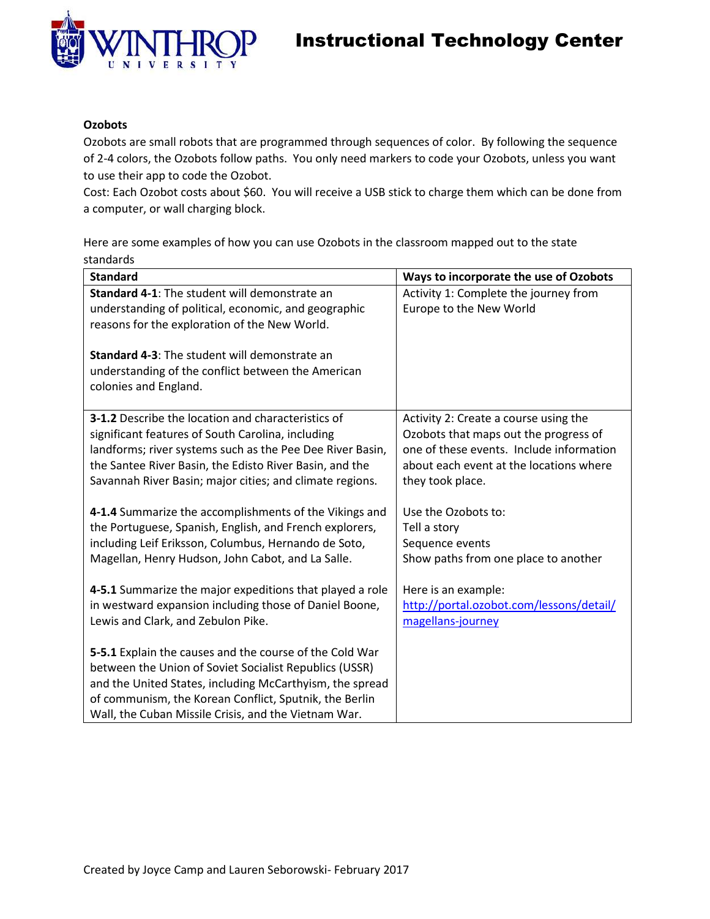**Ozobots**

Ozobots are small robots that are programmed through sequences of color. By following the sequence of 2-4 colors, the Ozobots follow paths. You only need markers to code your Ozobots, unless you want to use their app to code the Ozobot.

Cost: Each Ozobot costs about $60. You will receive a USB stick to charge them which can be done from a computer, or wall charging block.

Here are some examples of how you can use Ozobots in the classroom mapped out to the state standards

| Standard | Ways to incorporate the use of Ozobots |
|---|---|
| **Standard 4-1**: The student will demonstrate an understanding of political, economic, and geographic reasons for the exploration of the New World.<br><br>**Standard 4-3**: The student will demonstrate an understanding of the conflict between the American colonies and England. | Activity 1: Complete the journey from Europe to the New World |
| **3-1.2** Describe the location and characteristics of significant features of South Carolina, including landforms; river systems such as the Pee Dee River Basin, the Santee River Basin, the Edisto River Basin, and the Savannah River Basin; major cities; and climate regions.<br><br>**4-1.4** Summarize the accomplishments of the Vikings and the Portuguese, Spanish, English, and French explorers, including Leif Eriksson, Columbus, Hernando de Soto, Magellan, Henry Hudson, John Cabot, and La Salle.<br><br>**4-5.1** Summarize the major expeditions that played a role in westward expansion including those of Daniel Boone, Lewis and Clark, and Zebulon Pike.<br><br>**5-5.1** Explain the causes and the course of the Cold War between the Union of Soviet Socialist Republics (USSR) and the United States, including McCarthyism, the spread of communism, the Korean Conflict, Sputnik, the Berlin Wall, the Cuban Missile Crisis, and the Vietnam War. | Activity 2: Create a course using the Ozobots that maps out the progress of one of these events. Include information about each event at the locations where they took place.<br><br>Use the Ozobots to:<br>Tell a story<br>Sequence events<br>Show paths from one place to another<br><br>Here is an example:<br>[http://portal.ozobot.com/lessons/detail/magellans-journey](http://portal.ozobot.com/lessons/detail/magellans-journey) |

Created by Joyce Camp and Lauren Seborowski- February 2017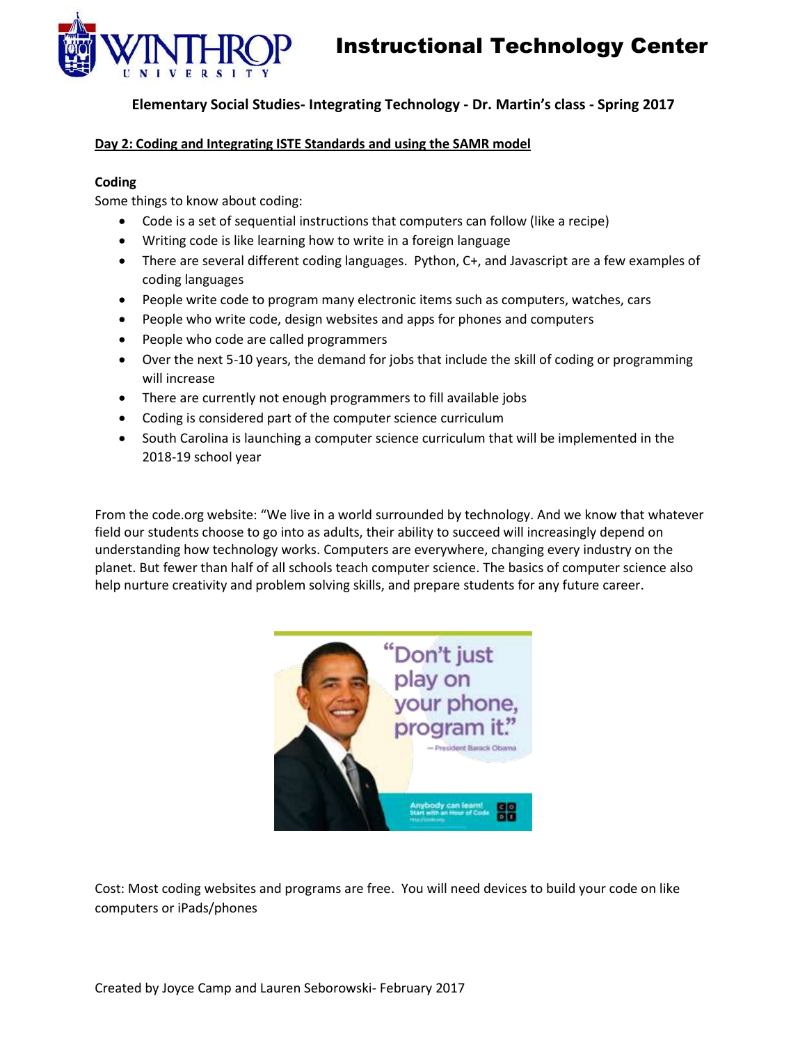Instructional Technology Center

**Elementary Social Studies- Integrating Technology - Dr. Martin's class - Spring 2017**

**Day 2: Coding and Integrating ISTE Standards and using the SAMR model**

**Coding**

Some things to know about coding:

- Code is a set of sequential instructions that computers can follow (like a recipe)
- Writing code is like learning how to write in a foreign language
- There are several different coding languages. Python, C+, and Javascript are a few examples of coding languages
- People write code to program many electronic items such as computers, watches, cars
- People who write code, design websites and apps for phones and computers
- People who code are called programmers
- Over the next 5-10 years, the demand for jobs that include the skill of coding or programming will increase
- There are currently not enough programmers to fill available jobs
- Coding is considered part of the computer science curriculum
- South Carolina is launching a computer science curriculum that will be implemented in the 2018-19 school year

From the code.org website: "We live in a world surrounded by technology. And we know that whatever field our students choose to go into as adults, their ability to succeed will increasingly depend on understanding how technology works. Computers are everywhere, changing every industry on the planet. But fewer than half of all schools teach computer science. The basics of computer science also help nurture creativity and problem solving skills, and prepare students for any future career.

"Don't just play on your phone, program it." — President Barack Obama

Anybody can learn! Start with an Hour of Code

Cost: Most coding websites and programs are free. You will need devices to build your code on like computers or iPads/phones

Created by Joyce Camp and Lauren Seborowski- February 2017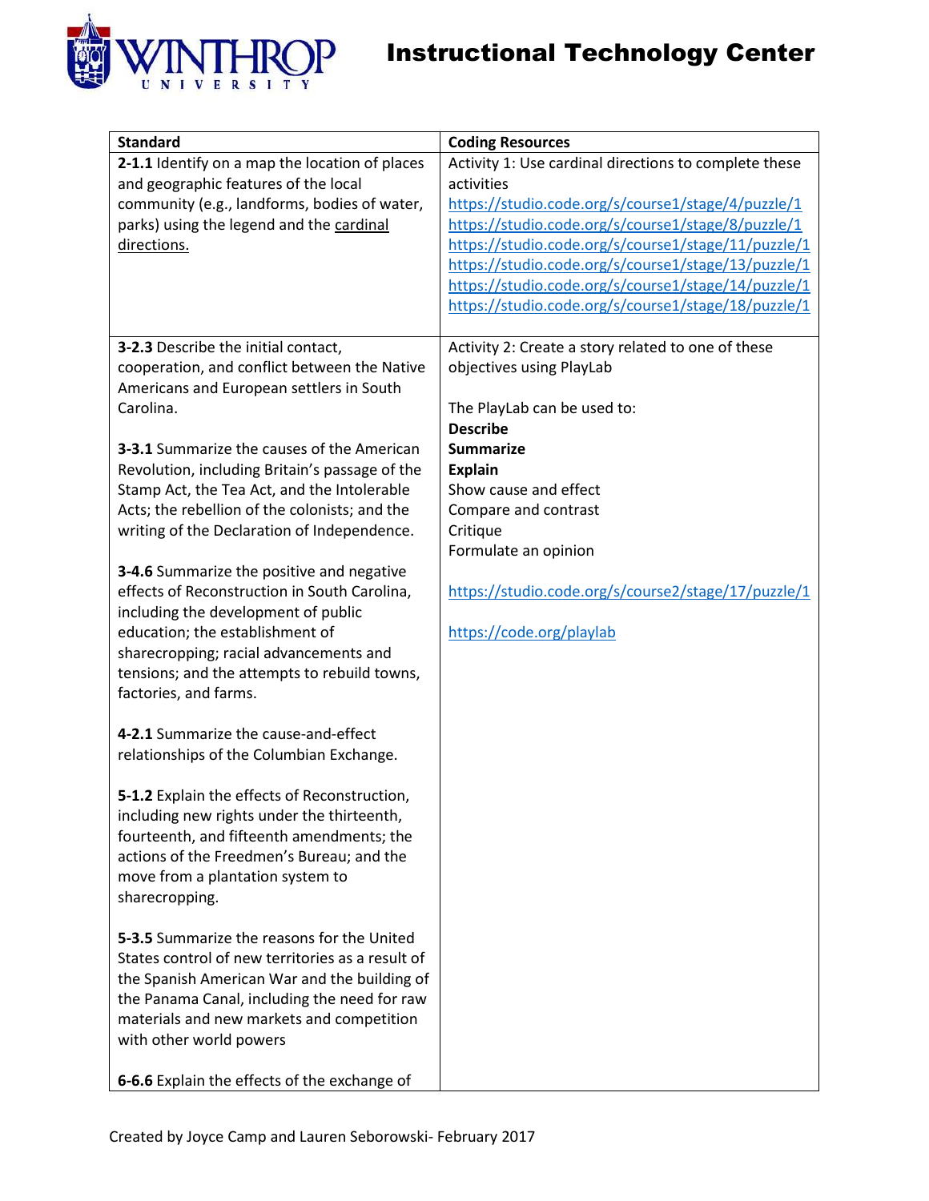| Standard | Coding Resources |
| --- | --- |
| **2-1.1** Identify on a map the location of places and geographic features of the local community (e.g., landforms, bodies of water, parks) using the legend and the cardinal directions. | Activity 1: Use cardinal directions to complete these activities<br>https://studio.code.org/s/course1/stage/4/puzzle/1<br>https://studio.code.org/s/course1/stage/8/puzzle/1<br>https://studio.code.org/s/course1/stage/11/puzzle/1<br>https://studio.code.org/s/course1/stage/13/puzzle/1<br>https://studio.code.org/s/course1/stage/14/puzzle/1<br>https://studio.code.org/s/course1/stage/18/puzzle/1 |
| **3-2.3** Describe the initial contact, cooperation, and conflict between the Native Americans and European settlers in South Carolina.<br><br>**3-3.1** Summarize the causes of the American Revolution, including Britain's passage of the Stamp Act, the Tea Act, and the Intolerable Acts; the rebellion of the colonists; and the writing of the Declaration of Independence.<br><br>**3-4.6** Summarize the positive and negative effects of Reconstruction in South Carolina, including the development of public education; the establishment of sharecropping; racial advancements and tensions; and the attempts to rebuild towns, factories, and farms.<br><br>**4-2.1** Summarize the cause-and-effect relationships of the Columbian Exchange.<br><br>**5-1.2** Explain the effects of Reconstruction, including new rights under the thirteenth, fourteenth, and fifteenth amendments; the actions of the Freedmen's Bureau; and the move from a plantation system to sharecropping.<br><br>**5-3.5** Summarize the reasons for the United States control of new territories as a result of the Spanish American War and the building of the Panama Canal, including the need for raw materials and new markets and competition with other world powers<br><br>**6-6.6** Explain the effects of the exchange of | Activity 2: Create a story related to one of these objectives using PlayLab<br><br>The PlayLab can be used to:<br>**Describe**<br>**Summarize**<br>**Explain**<br>Show cause and effect<br>Compare and contrast<br>Critique<br>Formulate an opinion<br><br>https://studio.code.org/s/course2/stage/17/puzzle/1<br><br>https://code.org/playlab |

Created by Joyce Camp and Lauren Seborowski- February 2017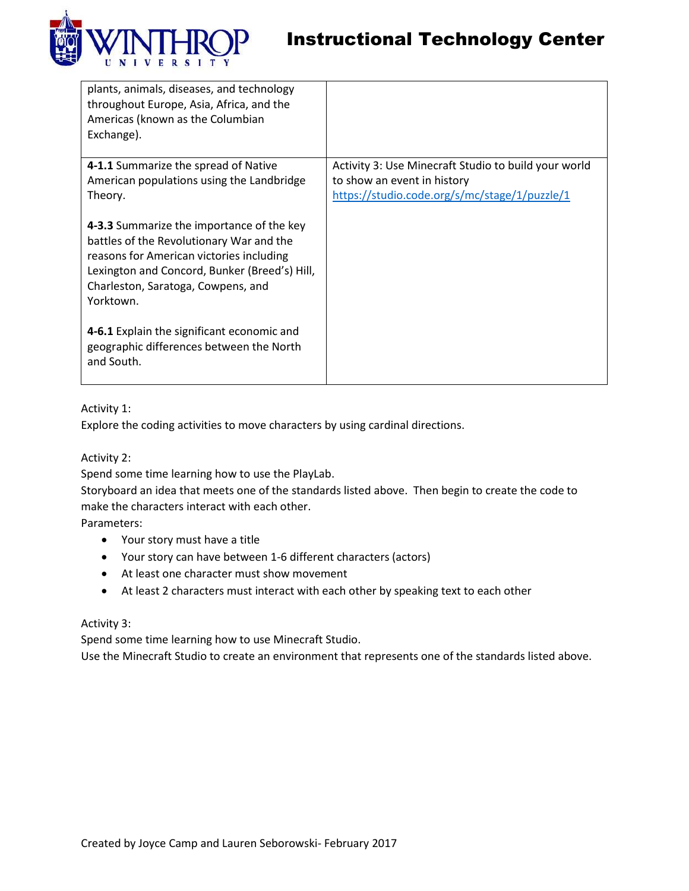| | |
|---|---|
| plants, animals, diseases, and technology throughout Europe, Asia, Africa, and the Americas (known as the Columbian Exchange). | |
| **4-1.1** Summarize the spread of Native American populations using the Landbridge Theory.<br><br>**4-3.3** Summarize the importance of the key battles of the Revolutionary War and the reasons for American victories including Lexington and Concord, Bunker (Breed's) Hill, Charleston, Saratoga, Cowpens, and Yorktown.<br><br>**4-6.1** Explain the significant economic and geographic differences between the North and South. | Activity 3: Use Minecraft Studio to build your world to show an event in history<br>https://studio.code.org/s/mc/stage/1/puzzle/1 |

Activity 1:
Explore the coding activities to move characters by using cardinal directions.

Activity 2:
Spend some time learning how to use the PlayLab.
Storyboard an idea that meets one of the standards listed above. Then begin to create the code to make the characters interact with each other.
Parameters:

- Your story must have a title
- Your story can have between 1-6 different characters (actors)
- At least one character must show movement
- At least 2 characters must interact with each other by speaking text to each other

Activity 3:
Spend some time learning how to use Minecraft Studio.
Use the Minecraft Studio to create an environment that represents one of the standards listed above.

Created by Joyce Camp and Lauren Seborowski- February 2017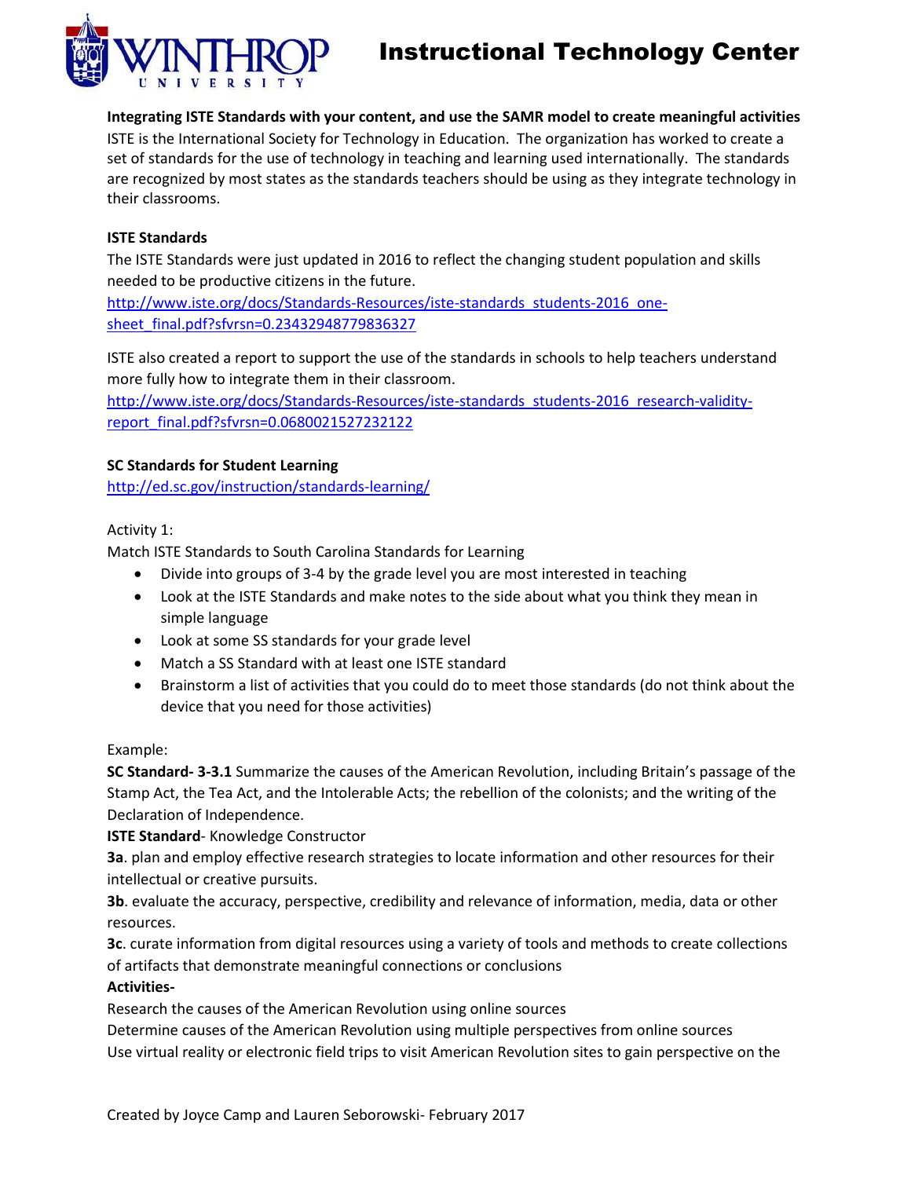**Integrating ISTE Standards with your content, and use the SAMR model to create meaningful activities**

ISTE is the International Society for Technology in Education. The organization has worked to create a set of standards for the use of technology in teaching and learning used internationally. The standards are recognized by most states as the standards teachers should be using as they integrate technology in their classrooms.

**ISTE Standards**

The ISTE Standards were just updated in 2016 to reflect the changing student population and skills needed to be productive citizens in the future.

http://www.iste.org/docs/Standards-Resources/iste-standards_students-2016_one-sheet_final.pdf?sfvrsn=0.23432948779836327

ISTE also created a report to support the use of the standards in schools to help teachers understand more fully how to integrate them in their classroom.

http://www.iste.org/docs/Standards-Resources/iste-standards_students-2016_research-validity-report_final.pdf?sfvrsn=0.0680021527232122

**SC Standards for Student Learning**

http://ed.sc.gov/instruction/standards-learning/

Activity 1:

Match ISTE Standards to South Carolina Standards for Learning

- Divide into groups of 3-4 by the grade level you are most interested in teaching
- Look at the ISTE Standards and make notes to the side about what you think they mean in simple language
- Look at some SS standards for your grade level
- Match a SS Standard with at least one ISTE standard
- Brainstorm a list of activities that you could do to meet those standards (do not think about the device that you need for those activities)

Example:

**SC Standard- 3-3.1** Summarize the causes of the American Revolution, including Britain's passage of the Stamp Act, the Tea Act, and the Intolerable Acts; the rebellion of the colonists; and the writing of the Declaration of Independence.

**ISTE Standard**- Knowledge Constructor

**3a**. plan and employ effective research strategies to locate information and other resources for their intellectual or creative pursuits.

**3b**. evaluate the accuracy, perspective, credibility and relevance of information, media, data or other resources.

**3c**. curate information from digital resources using a variety of tools and methods to create collections of artifacts that demonstrate meaningful connections or conclusions

**Activities-**

Research the causes of the American Revolution using online sources

Determine causes of the American Revolution using multiple perspectives from online sources

Use virtual reality or electronic field trips to visit American Revolution sites to gain perspective on the

Created by Joyce Camp and Lauren Seborowski- February 2017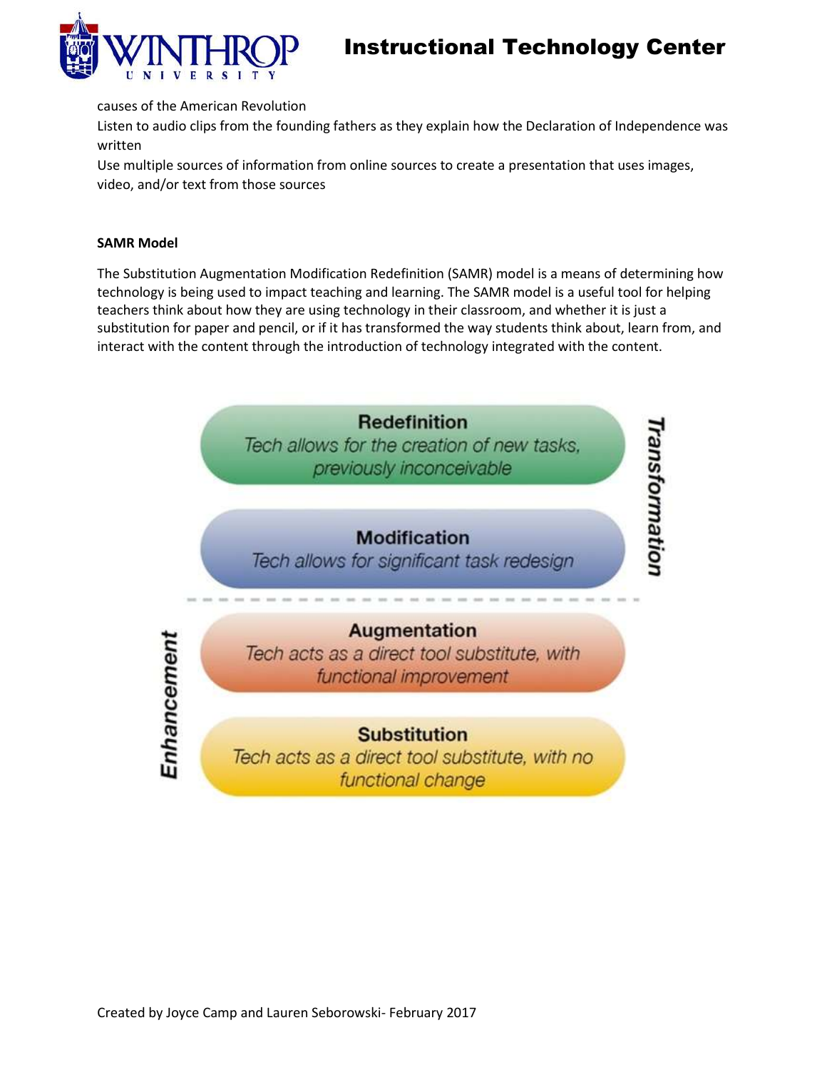causes of the American Revolution

Listen to audio clips from the founding fathers as they explain how the Declaration of Independence was written

Use multiple sources of information from online sources to create a presentation that uses images, video, and/or text from those sources

**SAMR Model**

The Substitution Augmentation Modification Redefinition (SAMR) model is a means of determining how technology is being used to impact teaching and learning. The SAMR model is a useful tool for helping teachers think about how they are using technology in their classroom, and whether it is just a substitution for paper and pencil, or if it has transformed the way students think about, learn from, and interact with the content through the introduction of technology integrated with the content.

*Transformation*

**Redefinition**
*Tech allows for the creation of new tasks, previously inconceivable*

**Modification**
*Tech allows for significant task redesign*

*Enhancement*

**Augmentation**
*Tech acts as a direct tool substitute, with functional improvement*

**Substitution**
*Tech acts as a direct tool substitute, with no functional change*

Created by Joyce Camp and Lauren Seborowski- February 2017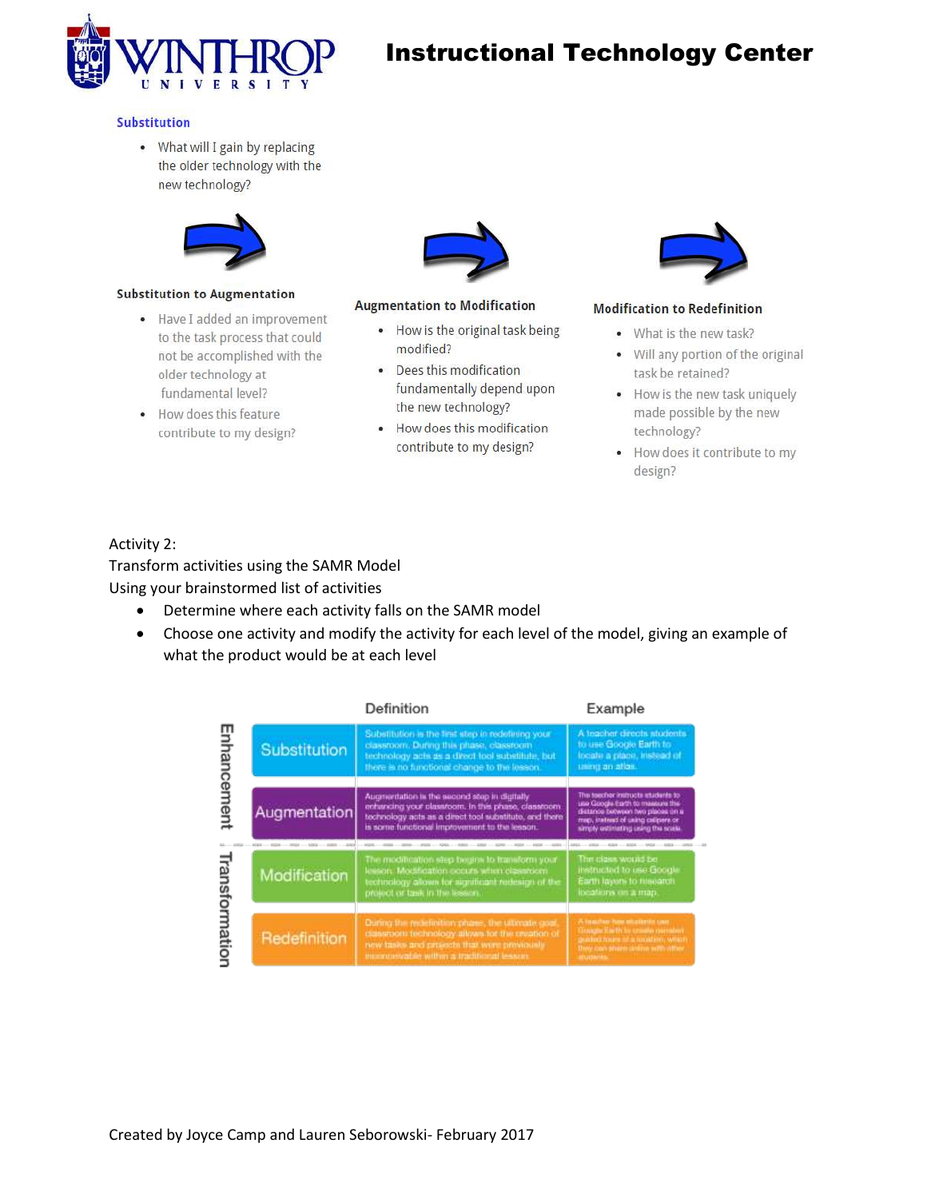### Substitution

- What will I gain by replacing the older technology with the new technology?

### Substitution to Augmentation

- Have I added an improvement to the task process that could not be accomplished with the older technology at fundamental level?
- How does this feature contribute to my design?

### Augmentation to Modification

- How is the original task being modified?
- Dees this modification fundamentally depend upon the new technology?
- How does this modification contribute to my design?

### Modification to Redefinition

- What is the new task?
- Will any portion of the original task be retained?
- How is the new task uniquely made possible by the new technology?
- How does it contribute to my design?

Activity 2:
Transform activities using the SAMR Model
Using your brainstormed list of activities

- Determine where each activity falls on the SAMR model
- Choose one activity and modify the activity for each level of the model, giving an example of what the product would be at each level

| | | Definition | Example |
|---|---|---|---|
| Enhancement | Substitution | Substitution is the first step in redefining your classroom. During this phase, classroom technology acts as a direct tool substitute, but there is no functional change to the lesson. | A teacher directs students to use Google Earth to locate a place, instead of using an atlas. |
| | Augmentation | Augmentation is the second step in digitally enhancing your classroom. In this phase, classroom technology acts as a direct tool substitute, and there is some functional improvement to the lesson. | The teacher instructs students to use Google Earth to measure the distance between two places on a map, instead of using calipers or simply estimating using the scale. |
| Transformation | Modification | The modification step begins to transform your lesson. Modification occurs when classroom technology allows for significant redesign of the project or task in the lesson. | The class would be instructed to use Google Earth layers to research locations on a map. |
| | Redefinition | During the redefinition phase, the ultimate goal, classroom technology allows for the creation of new tasks and projects that were previously inconceivable within a traditional lesson. | A teacher has students use Google Earth to create narrated guided tours of a location, which they can share online with other students. |

Created by Joyce Camp and Lauren Seborowski- February 2017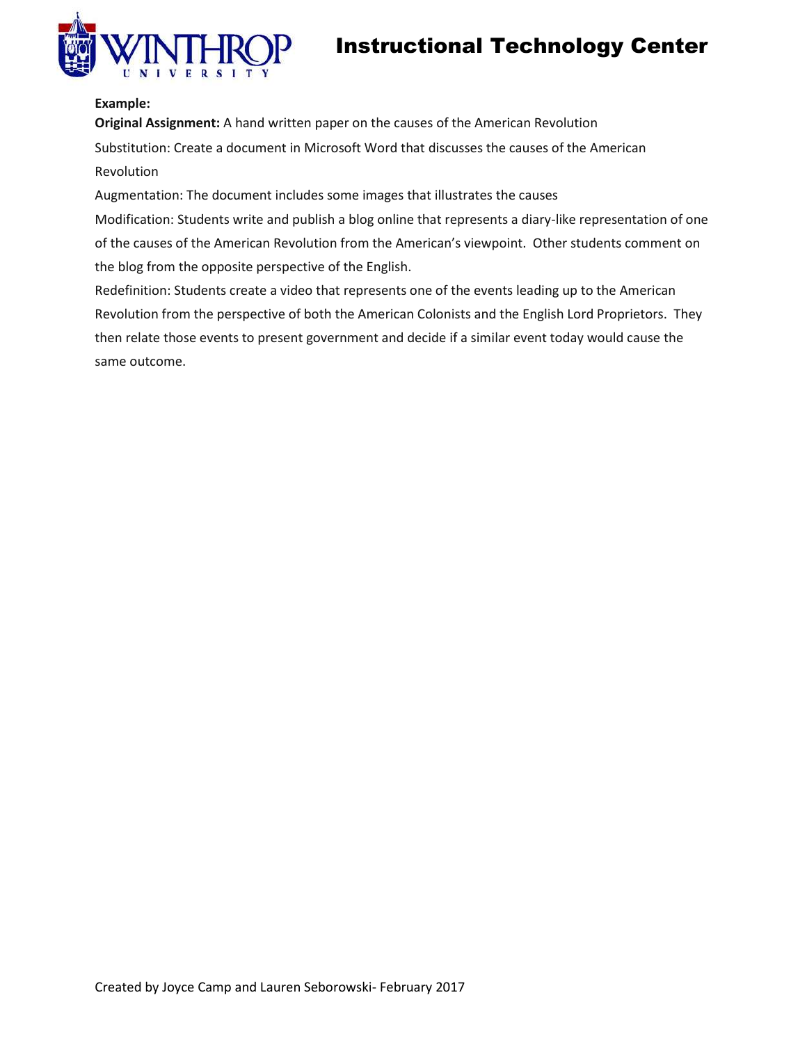**Example:**

**Original Assignment:** A hand written paper on the causes of the American Revolution

Substitution: Create a document in Microsoft Word that discusses the causes of the American Revolution

Augmentation: The document includes some images that illustrates the causes

Modification: Students write and publish a blog online that represents a diary-like representation of one of the causes of the American Revolution from the American's viewpoint. Other students comment on the blog from the opposite perspective of the English.

Redefinition: Students create a video that represents one of the events leading up to the American Revolution from the perspective of both the American Colonists and the English Lord Proprietors. They then relate those events to present government and decide if a similar event today would cause the same outcome.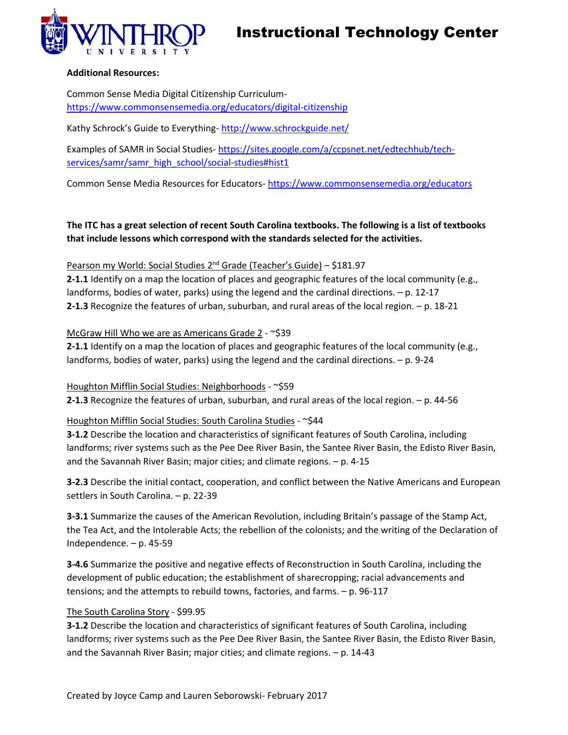**Additional Resources:**

Common Sense Media Digital Citizenship Curriculum- https://www.commonsensemedia.org/educators/digital-citizenship

Kathy Schrock's Guide to Everything- http://www.schrockguide.net/

Examples of SAMR in Social Studies- https://sites.google.com/a/ccpsnet.net/edtechhub/tech-services/samr/samr_high_school/social-studies#hist1

Common Sense Media Resources for Educators- https://www.commonsensemedia.org/educators

**The ITC has a great selection of recent South Carolina textbooks. The following is a list of textbooks that include lessons which correspond with the standards selected for the activities.**

Pearson my World: Social Studies 2nd Grade (Teacher's Guide) – $181.97

**2-1.1** Identify on a map the location of places and geographic features of the local community (e.g., landforms, bodies of water, parks) using the legend and the cardinal directions. – p. 12-17

**2-1.3** Recognize the features of urban, suburban, and rural areas of the local region. – p. 18-21

McGraw Hill Who we are as Americans Grade 2 - ~$39

**2-1.1** Identify on a map the location of places and geographic features of the local community (e.g., landforms, bodies of water, parks) using the legend and the cardinal directions. – p. 9-24

Houghton Mifflin Social Studies: Neighborhoods - ~$59

**2-1.3** Recognize the features of urban, suburban, and rural areas of the local region. – p. 44-56

Houghton Mifflin Social Studies: South Carolina Studies - ~$44

**3-1.2** Describe the location and characteristics of significant features of South Carolina, including landforms; river systems such as the Pee Dee River Basin, the Santee River Basin, the Edisto River Basin, and the Savannah River Basin; major cities; and climate regions. – p. 4-15

**3-2.3** Describe the initial contact, cooperation, and conflict between the Native Americans and European settlers in South Carolina. – p. 22-39

**3-3.1** Summarize the causes of the American Revolution, including Britain's passage of the Stamp Act, the Tea Act, and the Intolerable Acts; the rebellion of the colonists; and the writing of the Declaration of Independence. – p. 45-59

**3-4.6** Summarize the positive and negative effects of Reconstruction in South Carolina, including the development of public education; the establishment of sharecropping; racial advancements and tensions; and the attempts to rebuild towns, factories, and farms. – p. 96-117

The South Carolina Story - $99.95

**3-1.2** Describe the location and characteristics of significant features of South Carolina, including landforms; river systems such as the Pee Dee River Basin, the Santee River Basin, the Edisto River Basin, and the Savannah River Basin; major cities; and climate regions. – p. 14-43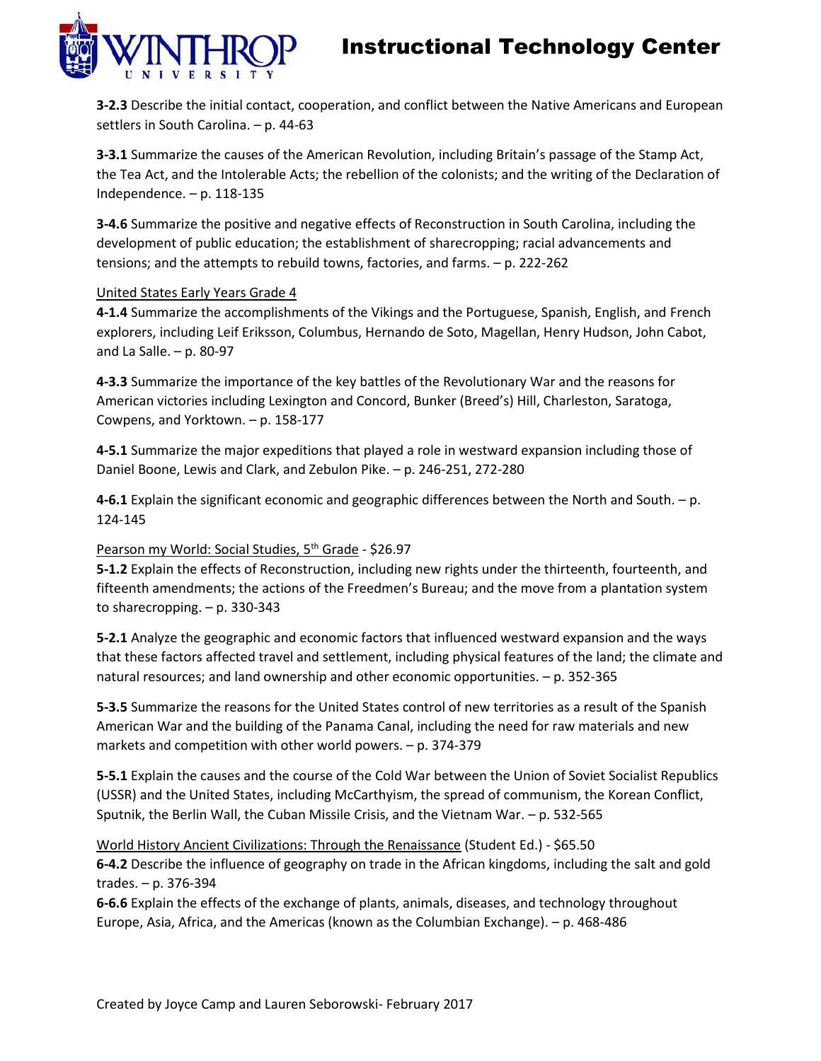**3-2.3** Describe the initial contact, cooperation, and conflict between the Native Americans and European settlers in South Carolina. – p. 44-63

**3-3.1** Summarize the causes of the American Revolution, including Britain's passage of the Stamp Act, the Tea Act, and the Intolerable Acts; the rebellion of the colonists; and the writing of the Declaration of Independence. – p. 118-135

**3-4.6** Summarize the positive and negative effects of Reconstruction in South Carolina, including the development of public education; the establishment of sharecropping; racial advancements and tensions; and the attempts to rebuild towns, factories, and farms. – p. 222-262

<u>United States Early Years Grade 4</u>

**4-1.4** Summarize the accomplishments of the Vikings and the Portuguese, Spanish, English, and French explorers, including Leif Eriksson, Columbus, Hernando de Soto, Magellan, Henry Hudson, John Cabot, and La Salle. – p. 80-97

**4-3.3** Summarize the importance of the key battles of the Revolutionary War and the reasons for American victories including Lexington and Concord, Bunker (Breed's) Hill, Charleston, Saratoga, Cowpens, and Yorktown. – p. 158-177

**4-5.1** Summarize the major expeditions that played a role in westward expansion including those of Daniel Boone, Lewis and Clark, and Zebulon Pike. – p. 246-251, 272-280

**4-6.1** Explain the significant economic and geographic differences between the North and South. – p. 124-145

<u>Pearson my World: Social Studies, 5th Grade</u> - $26.97

**5-1.2** Explain the effects of Reconstruction, including new rights under the thirteenth, fourteenth, and fifteenth amendments; the actions of the Freedmen's Bureau; and the move from a plantation system to sharecropping. – p. 330-343

**5-2.1** Analyze the geographic and economic factors that influenced westward expansion and the ways that these factors affected travel and settlement, including physical features of the land; the climate and natural resources; and land ownership and other economic opportunities. – p. 352-365

**5-3.5** Summarize the reasons for the United States control of new territories as a result of the Spanish American War and the building of the Panama Canal, including the need for raw materials and new markets and competition with other world powers. – p. 374-379

**5-5.1** Explain the causes and the course of the Cold War between the Union of Soviet Socialist Republics (USSR) and the United States, including McCarthyism, the spread of communism, the Korean Conflict, Sputnik, the Berlin Wall, the Cuban Missile Crisis, and the Vietnam War. – p. 532-565

<u>World History Ancient Civilizations: Through the Renaissance</u> (Student Ed.) - $65.50

**6-4.2** Describe the influence of geography on trade in the African kingdoms, including the salt and gold trades. – p. 376-394

**6-6.6** Explain the effects of the exchange of plants, animals, diseases, and technology throughout Europe, Asia, Africa, and the Americas (known as the Columbian Exchange). – p. 468-486

Created by Joyce Camp and Lauren Seborowski- February 2017